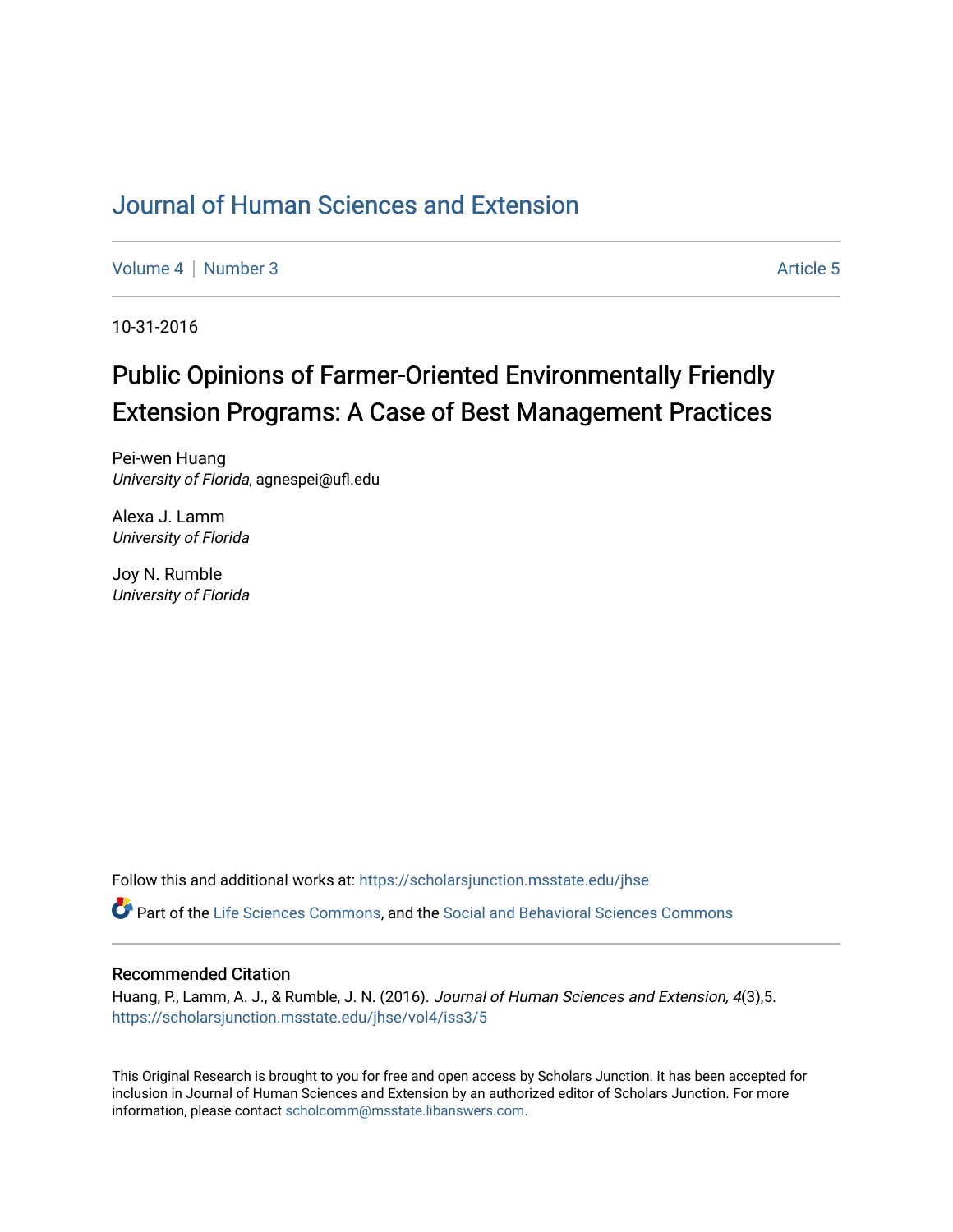# Journal of Human Sciences and Extension

Volume 4 | Number 3 Article 5

10-31-2016

## Public Opinions of Farmer-Oriented Environmentally Friendly Extension Programs: A Case of Best Management Practices

Pei-wen Huang
*University of Florida*, agnespei@ufl.edu

Alexa J. Lamm
*University of Florida*

Joy N. Rumble
*University of Florida*

Follow this and additional works at: https://scholarsjunction.msstate.edu/jhse

Part of the Life Sciences Commons, and the Social and Behavioral Sciences Commons

### Recommended Citation

Huang, P., Lamm, A. J., & Rumble, J. N. (2016). *Journal of Human Sciences and Extension, 4*(3),5.
https://scholarsjunction.msstate.edu/jhse/vol4/iss3/5

This Original Research is brought to you for free and open access by Scholars Junction. It has been accepted for inclusion in Journal of Human Sciences and Extension by an authorized editor of Scholars Junction. For more information, please contact scholcomm@msstate.libanswers.com.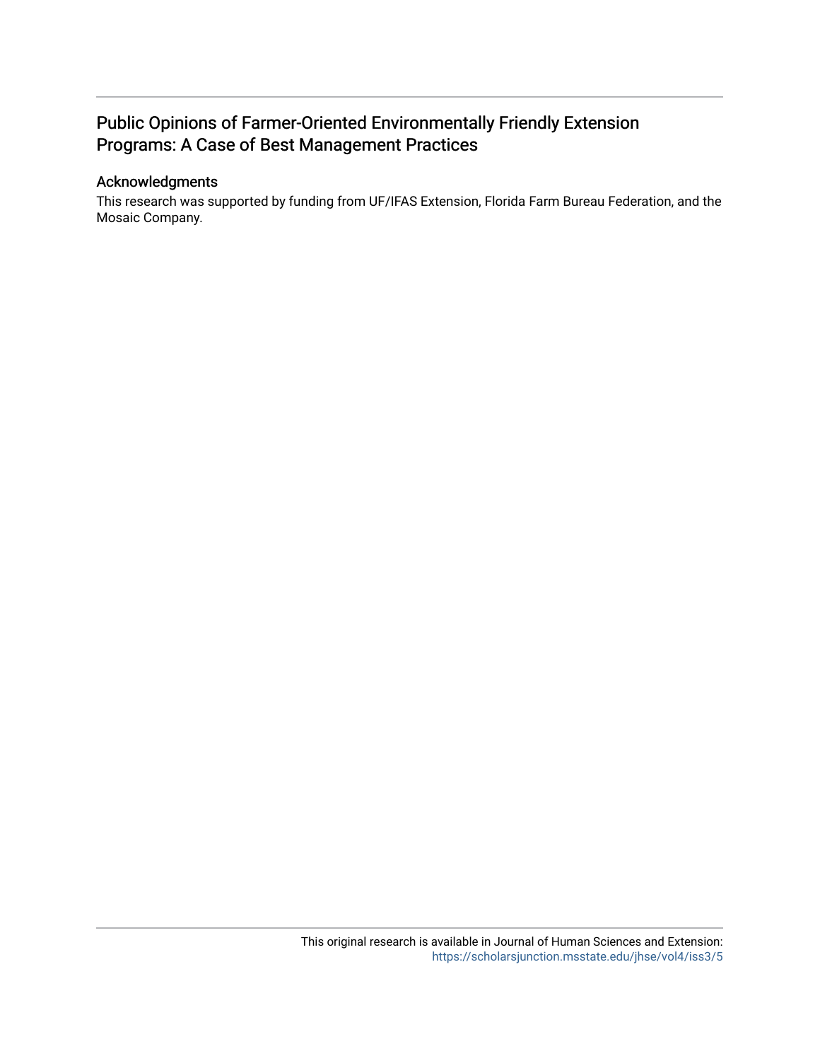# Public Opinions of Farmer-Oriented Environmentally Friendly Extension Programs: A Case of Best Management Practices

## Acknowledgments

This research was supported by funding from UF/IFAS Extension, Florida Farm Bureau Federation, and the Mosaic Company.

This original research is available in Journal of Human Sciences and Extension: https://scholarsjunction.msstate.edu/jhse/vol4/iss3/5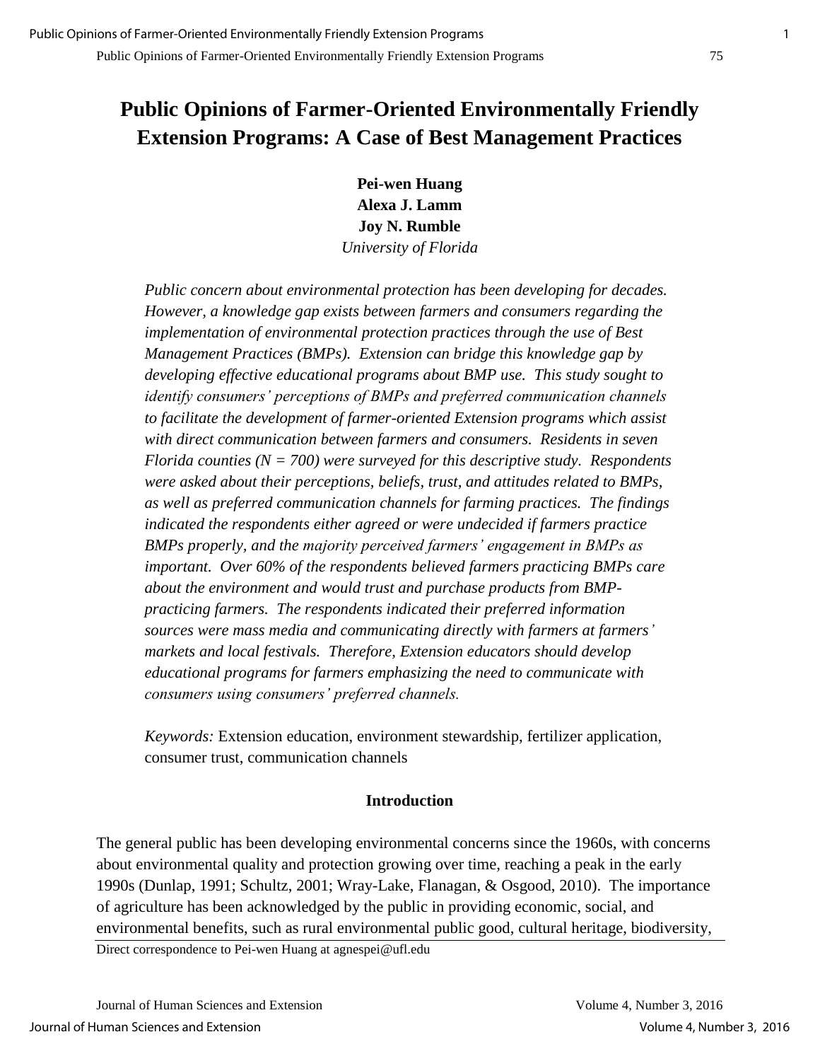# Public Opinions of Farmer-Oriented Environmentally Friendly Extension Programs: A Case of Best Management Practices

**Pei-wen Huang**
**Alexa J. Lamm**
**Joy N. Rumble**
*University of Florida*

*Public concern about environmental protection has been developing for decades. However, a knowledge gap exists between farmers and consumers regarding the implementation of environmental protection practices through the use of Best Management Practices (BMPs). Extension can bridge this knowledge gap by developing effective educational programs about BMP use. This study sought to identify consumers' perceptions of BMPs and preferred communication channels to facilitate the development of farmer-oriented Extension programs which assist with direct communication between farmers and consumers. Residents in seven Florida counties (N = 700) were surveyed for this descriptive study. Respondents were asked about their perceptions, beliefs, trust, and attitudes related to BMPs, as well as preferred communication channels for farming practices. The findings indicated the respondents either agreed or were undecided if farmers practice BMPs properly, and the majority perceived farmers' engagement in BMPs as important. Over 60% of the respondents believed farmers practicing BMPs care about the environment and would trust and purchase products from BMP-practicing farmers. The respondents indicated their preferred information sources were mass media and communicating directly with farmers at farmers' markets and local festivals. Therefore, Extension educators should develop educational programs for farmers emphasizing the need to communicate with consumers using consumers' preferred channels.*

*Keywords:* Extension education, environment stewardship, fertilizer application, consumer trust, communication channels

## Introduction

The general public has been developing environmental concerns since the 1960s, with concerns about environmental quality and protection growing over time, reaching a peak in the early 1990s (Dunlap, 1991; Schultz, 2001; Wray-Lake, Flanagan, & Osgood, 2010). The importance of agriculture has been acknowledged by the public in providing economic, social, and environmental benefits, such as rural environmental public good, cultural heritage, biodiversity,

Direct correspondence to Pei-wen Huang at agnespei@ufl.edu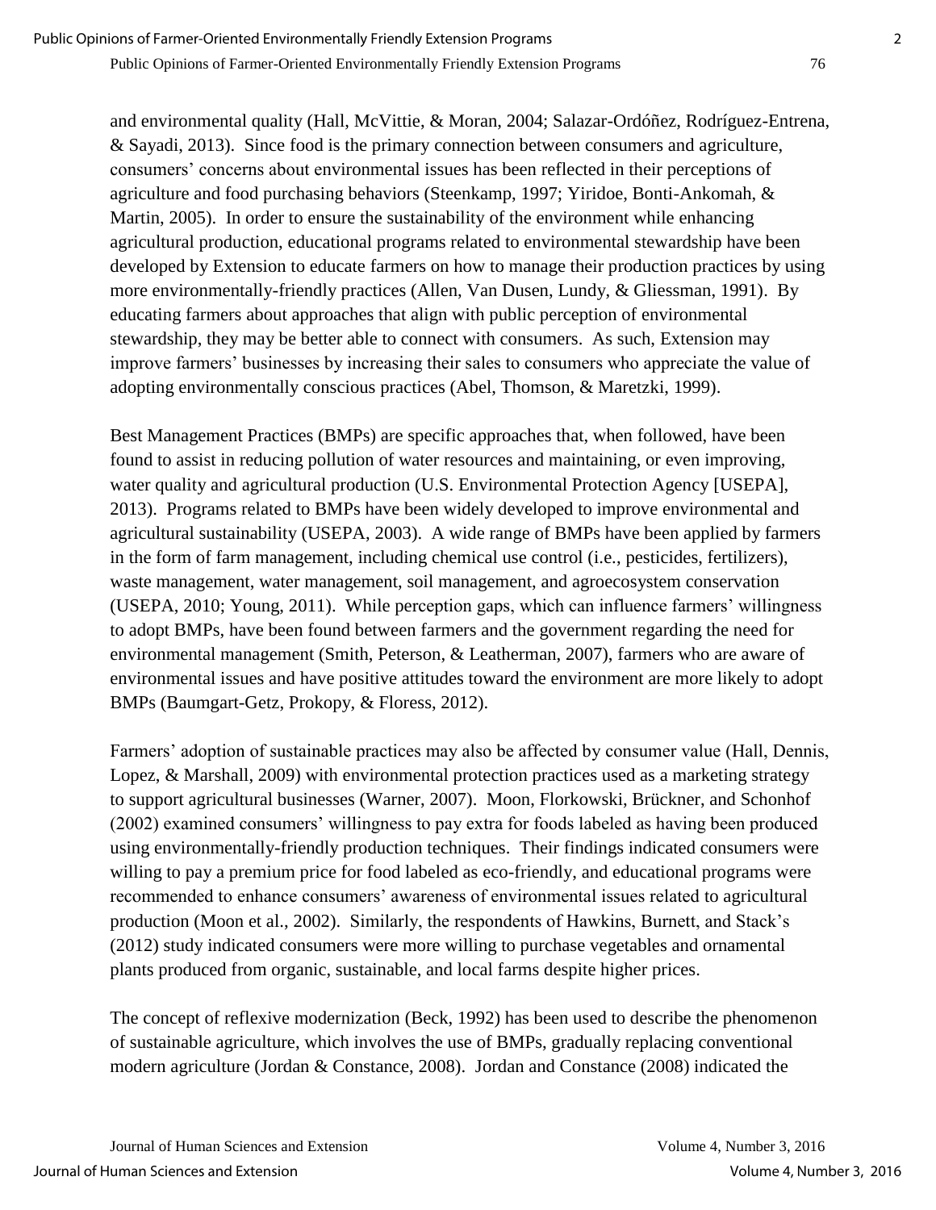and environmental quality (Hall, McVittie, & Moran, 2004; Salazar-Ordóñez, Rodríguez-Entrena, & Sayadi, 2013). Since food is the primary connection between consumers and agriculture, consumers' concerns about environmental issues has been reflected in their perceptions of agriculture and food purchasing behaviors (Steenkamp, 1997; Yiridoe, Bonti-Ankomah, & Martin, 2005). In order to ensure the sustainability of the environment while enhancing agricultural production, educational programs related to environmental stewardship have been developed by Extension to educate farmers on how to manage their production practices by using more environmentally-friendly practices (Allen, Van Dusen, Lundy, & Gliessman, 1991). By educating farmers about approaches that align with public perception of environmental stewardship, they may be better able to connect with consumers. As such, Extension may improve farmers' businesses by increasing their sales to consumers who appreciate the value of adopting environmentally conscious practices (Abel, Thomson, & Maretzki, 1999).

Best Management Practices (BMPs) are specific approaches that, when followed, have been found to assist in reducing pollution of water resources and maintaining, or even improving, water quality and agricultural production (U.S. Environmental Protection Agency [USEPA], 2013). Programs related to BMPs have been widely developed to improve environmental and agricultural sustainability (USEPA, 2003). A wide range of BMPs have been applied by farmers in the form of farm management, including chemical use control (i.e., pesticides, fertilizers), waste management, water management, soil management, and agroecosystem conservation (USEPA, 2010; Young, 2011). While perception gaps, which can influence farmers' willingness to adopt BMPs, have been found between farmers and the government regarding the need for environmental management (Smith, Peterson, & Leatherman, 2007), farmers who are aware of environmental issues and have positive attitudes toward the environment are more likely to adopt BMPs (Baumgart-Getz, Prokopy, & Floress, 2012).

Farmers' adoption of sustainable practices may also be affected by consumer value (Hall, Dennis, Lopez, & Marshall, 2009) with environmental protection practices used as a marketing strategy to support agricultural businesses (Warner, 2007). Moon, Florkowski, Brückner, and Schonhof (2002) examined consumers' willingness to pay extra for foods labeled as having been produced using environmentally-friendly production techniques. Their findings indicated consumers were willing to pay a premium price for food labeled as eco-friendly, and educational programs were recommended to enhance consumers' awareness of environmental issues related to agricultural production (Moon et al., 2002). Similarly, the respondents of Hawkins, Burnett, and Stack's (2012) study indicated consumers were more willing to purchase vegetables and ornamental plants produced from organic, sustainable, and local farms despite higher prices.

The concept of reflexive modernization (Beck, 1992) has been used to describe the phenomenon of sustainable agriculture, which involves the use of BMPs, gradually replacing conventional modern agriculture (Jordan & Constance, 2008). Jordan and Constance (2008) indicated the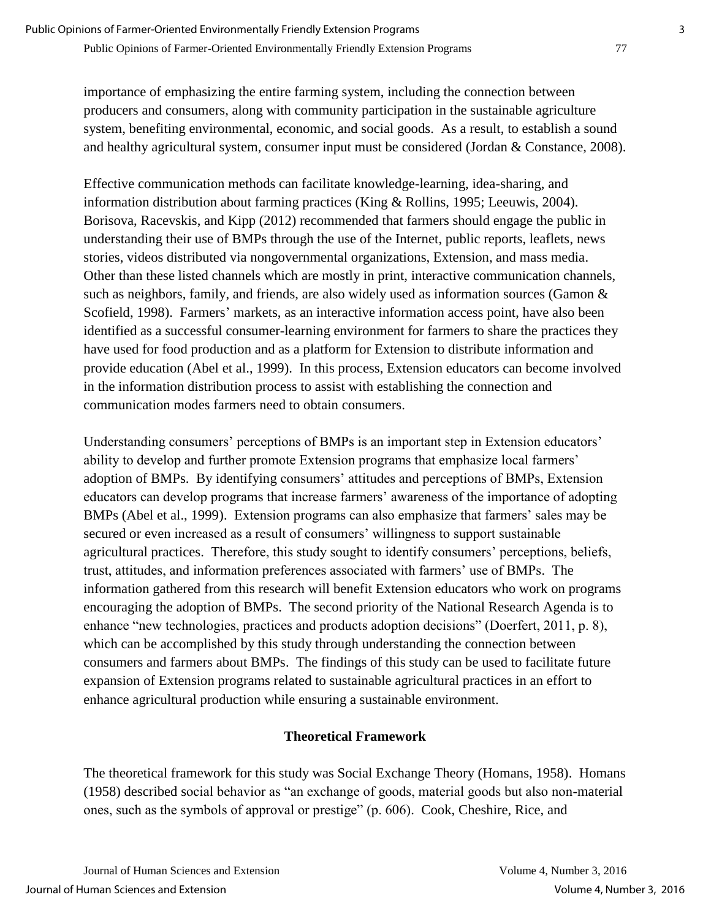importance of emphasizing the entire farming system, including the connection between producers and consumers, along with community participation in the sustainable agriculture system, benefiting environmental, economic, and social goods. As a result, to establish a sound and healthy agricultural system, consumer input must be considered (Jordan & Constance, 2008).

Effective communication methods can facilitate knowledge-learning, idea-sharing, and information distribution about farming practices (King & Rollins, 1995; Leeuwis, 2004). Borisova, Racevskis, and Kipp (2012) recommended that farmers should engage the public in understanding their use of BMPs through the use of the Internet, public reports, leaflets, news stories, videos distributed via nongovernmental organizations, Extension, and mass media. Other than these listed channels which are mostly in print, interactive communication channels, such as neighbors, family, and friends, are also widely used as information sources (Gamon & Scofield, 1998). Farmers' markets, as an interactive information access point, have also been identified as a successful consumer-learning environment for farmers to share the practices they have used for food production and as a platform for Extension to distribute information and provide education (Abel et al., 1999). In this process, Extension educators can become involved in the information distribution process to assist with establishing the connection and communication modes farmers need to obtain consumers.

Understanding consumers' perceptions of BMPs is an important step in Extension educators' ability to develop and further promote Extension programs that emphasize local farmers' adoption of BMPs. By identifying consumers' attitudes and perceptions of BMPs, Extension educators can develop programs that increase farmers' awareness of the importance of adopting BMPs (Abel et al., 1999). Extension programs can also emphasize that farmers' sales may be secured or even increased as a result of consumers' willingness to support sustainable agricultural practices. Therefore, this study sought to identify consumers' perceptions, beliefs, trust, attitudes, and information preferences associated with farmers' use of BMPs. The information gathered from this research will benefit Extension educators who work on programs encouraging the adoption of BMPs. The second priority of the National Research Agenda is to enhance "new technologies, practices and products adoption decisions" (Doerfert, 2011, p. 8), which can be accomplished by this study through understanding the connection between consumers and farmers about BMPs. The findings of this study can be used to facilitate future expansion of Extension programs related to sustainable agricultural practices in an effort to enhance agricultural production while ensuring a sustainable environment.

## Theoretical Framework

The theoretical framework for this study was Social Exchange Theory (Homans, 1958). Homans (1958) described social behavior as "an exchange of goods, material goods but also non-material ones, such as the symbols of approval or prestige" (p. 606). Cook, Cheshire, Rice, and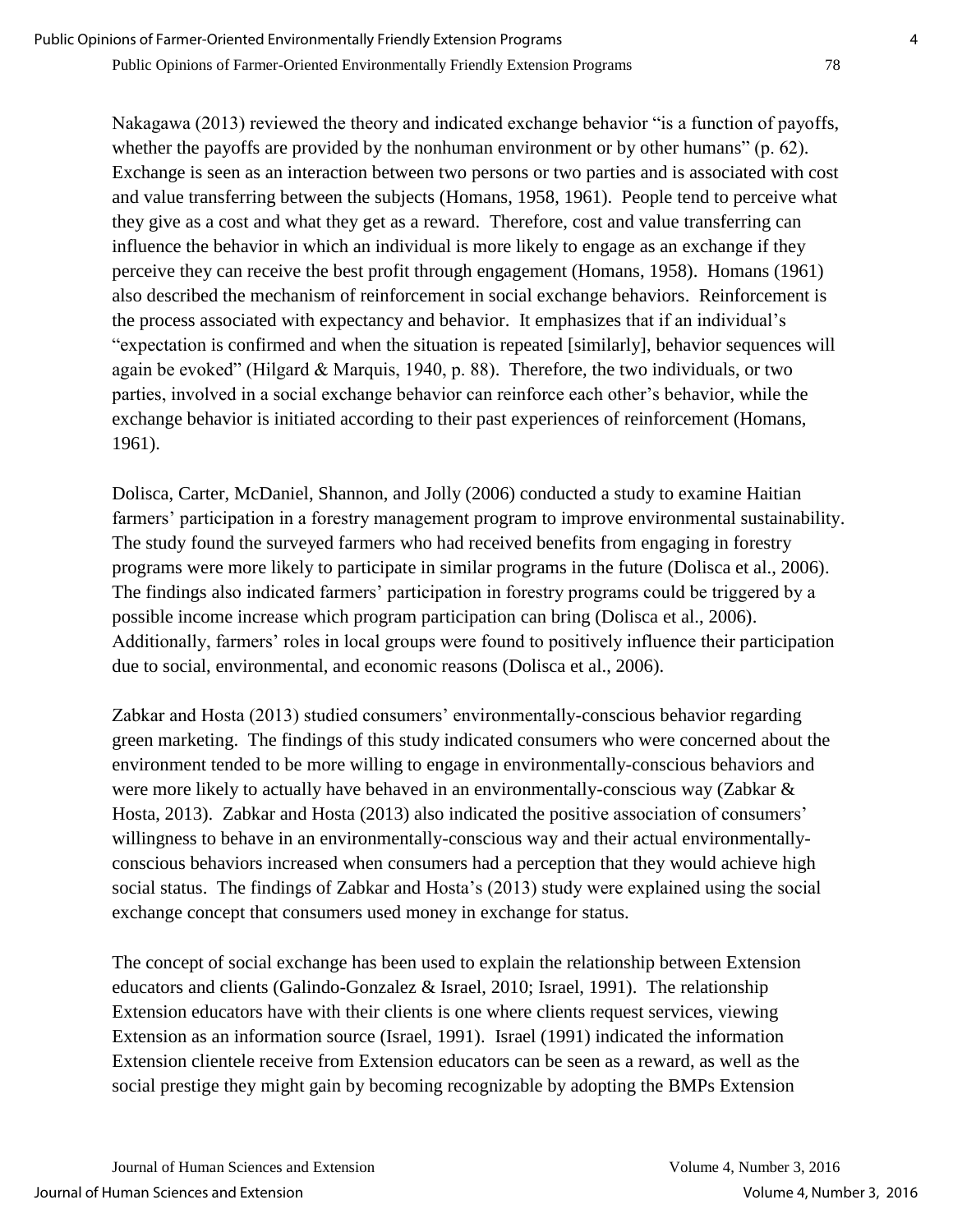Nakagawa (2013) reviewed the theory and indicated exchange behavior "is a function of payoffs, whether the payoffs are provided by the nonhuman environment or by other humans" (p. 62). Exchange is seen as an interaction between two persons or two parties and is associated with cost and value transferring between the subjects (Homans, 1958, 1961). People tend to perceive what they give as a cost and what they get as a reward. Therefore, cost and value transferring can influence the behavior in which an individual is more likely to engage as an exchange if they perceive they can receive the best profit through engagement (Homans, 1958). Homans (1961) also described the mechanism of reinforcement in social exchange behaviors. Reinforcement is the process associated with expectancy and behavior. It emphasizes that if an individual's "expectation is confirmed and when the situation is repeated [similarly], behavior sequences will again be evoked" (Hilgard & Marquis, 1940, p. 88). Therefore, the two individuals, or two parties, involved in a social exchange behavior can reinforce each other's behavior, while the exchange behavior is initiated according to their past experiences of reinforcement (Homans, 1961).

Dolisca, Carter, McDaniel, Shannon, and Jolly (2006) conducted a study to examine Haitian farmers' participation in a forestry management program to improve environmental sustainability. The study found the surveyed farmers who had received benefits from engaging in forestry programs were more likely to participate in similar programs in the future (Dolisca et al., 2006). The findings also indicated farmers' participation in forestry programs could be triggered by a possible income increase which program participation can bring (Dolisca et al., 2006). Additionally, farmers' roles in local groups were found to positively influence their participation due to social, environmental, and economic reasons (Dolisca et al., 2006).

Zabkar and Hosta (2013) studied consumers' environmentally-conscious behavior regarding green marketing. The findings of this study indicated consumers who were concerned about the environment tended to be more willing to engage in environmentally-conscious behaviors and were more likely to actually have behaved in an environmentally-conscious way (Zabkar & Hosta, 2013). Zabkar and Hosta (2013) also indicated the positive association of consumers' willingness to behave in an environmentally-conscious way and their actual environmentally-conscious behaviors increased when consumers had a perception that they would achieve high social status. The findings of Zabkar and Hosta's (2013) study were explained using the social exchange concept that consumers used money in exchange for status.

The concept of social exchange has been used to explain the relationship between Extension educators and clients (Galindo-Gonzalez & Israel, 2010; Israel, 1991). The relationship Extension educators have with their clients is one where clients request services, viewing Extension as an information source (Israel, 1991). Israel (1991) indicated the information Extension clientele receive from Extension educators can be seen as a reward, as well as the social prestige they might gain by becoming recognizable by adopting the BMPs Extension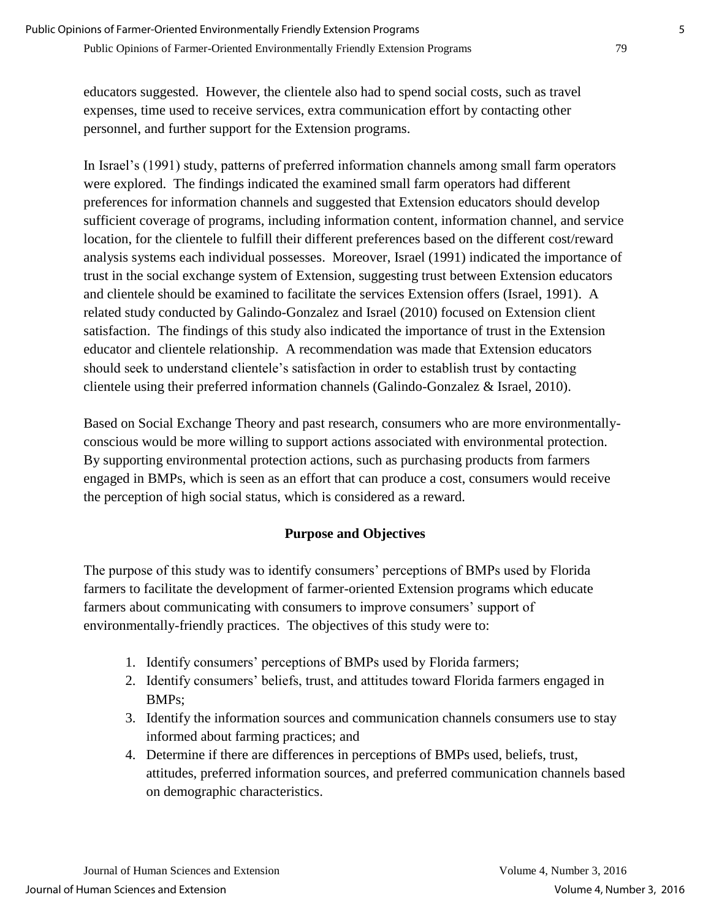educators suggested. However, the clientele also had to spend social costs, such as travel expenses, time used to receive services, extra communication effort by contacting other personnel, and further support for the Extension programs.

In Israel's (1991) study, patterns of preferred information channels among small farm operators were explored. The findings indicated the examined small farm operators had different preferences for information channels and suggested that Extension educators should develop sufficient coverage of programs, including information content, information channel, and service location, for the clientele to fulfill their different preferences based on the different cost/reward analysis systems each individual possesses. Moreover, Israel (1991) indicated the importance of trust in the social exchange system of Extension, suggesting trust between Extension educators and clientele should be examined to facilitate the services Extension offers (Israel, 1991). A related study conducted by Galindo-Gonzalez and Israel (2010) focused on Extension client satisfaction. The findings of this study also indicated the importance of trust in the Extension educator and clientele relationship. A recommendation was made that Extension educators should seek to understand clientele's satisfaction in order to establish trust by contacting clientele using their preferred information channels (Galindo-Gonzalez & Israel, 2010).

Based on Social Exchange Theory and past research, consumers who are more environmentally-conscious would be more willing to support actions associated with environmental protection. By supporting environmental protection actions, such as purchasing products from farmers engaged in BMPs, which is seen as an effort that can produce a cost, consumers would receive the perception of high social status, which is considered as a reward.

## Purpose and Objectives

The purpose of this study was to identify consumers' perceptions of BMPs used by Florida farmers to facilitate the development of farmer-oriented Extension programs which educate farmers about communicating with consumers to improve consumers' support of environmentally-friendly practices. The objectives of this study were to:

1. Identify consumers' perceptions of BMPs used by Florida farmers;
2. Identify consumers' beliefs, trust, and attitudes toward Florida farmers engaged in BMPs;
3. Identify the information sources and communication channels consumers use to stay informed about farming practices; and
4. Determine if there are differences in perceptions of BMPs used, beliefs, trust, attitudes, preferred information sources, and preferred communication channels based on demographic characteristics.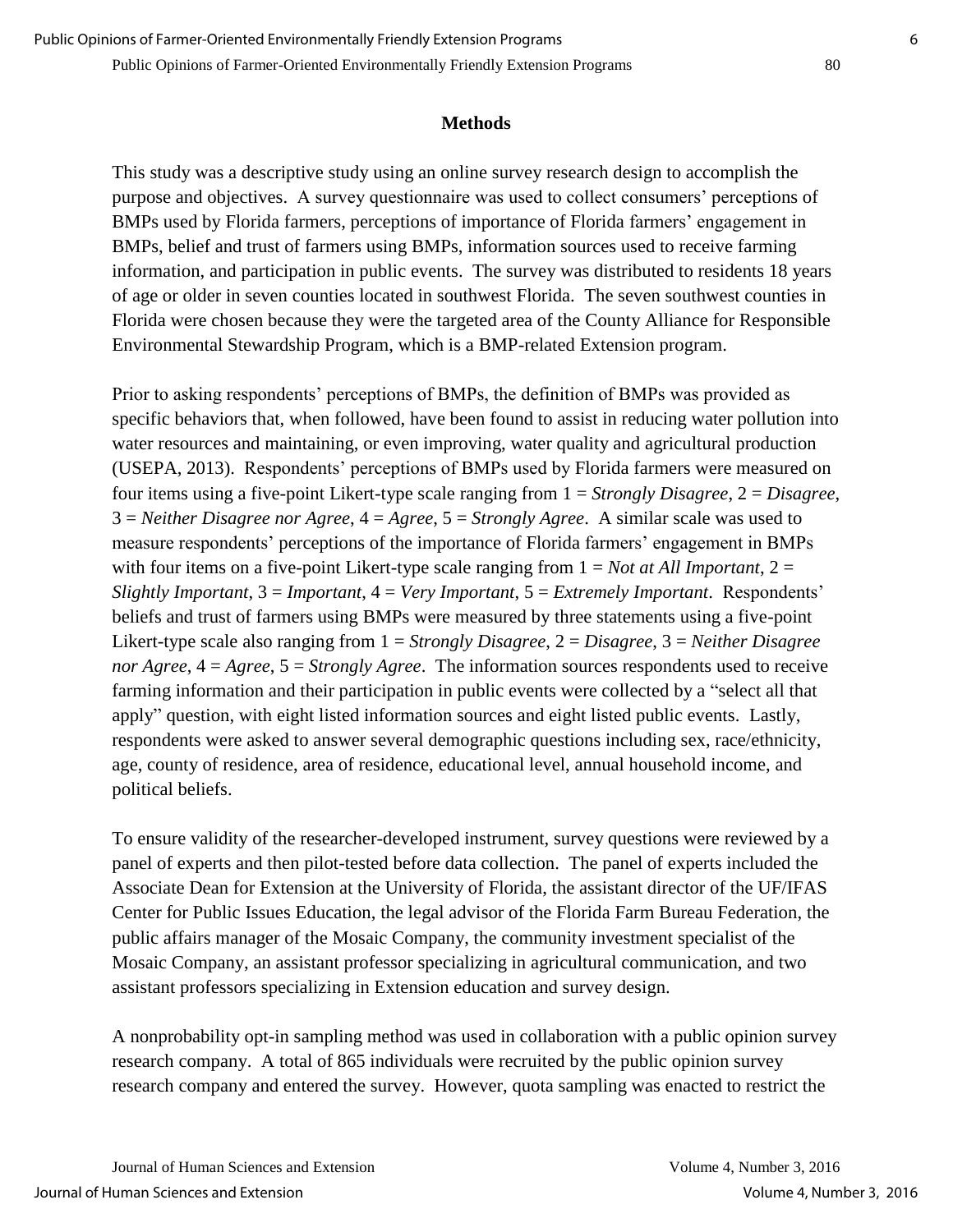## Methods

This study was a descriptive study using an online survey research design to accomplish the purpose and objectives. A survey questionnaire was used to collect consumers' perceptions of BMPs used by Florida farmers, perceptions of importance of Florida farmers' engagement in BMPs, belief and trust of farmers using BMPs, information sources used to receive farming information, and participation in public events. The survey was distributed to residents 18 years of age or older in seven counties located in southwest Florida. The seven southwest counties in Florida were chosen because they were the targeted area of the County Alliance for Responsible Environmental Stewardship Program, which is a BMP-related Extension program.

Prior to asking respondents' perceptions of BMPs, the definition of BMPs was provided as specific behaviors that, when followed, have been found to assist in reducing water pollution into water resources and maintaining, or even improving, water quality and agricultural production (USEPA, 2013). Respondents' perceptions of BMPs used by Florida farmers were measured on four items using a five-point Likert-type scale ranging from 1 = *Strongly Disagree*, 2 = *Disagree*, 3 = *Neither Disagree nor Agree*, 4 = *Agree*, 5 = *Strongly Agree*. A similar scale was used to measure respondents' perceptions of the importance of Florida farmers' engagement in BMPs with four items on a five-point Likert-type scale ranging from 1 = *Not at All Important*, 2 = *Slightly Important*, 3 = *Important*, 4 = *Very Important*, 5 = *Extremely Important*. Respondents' beliefs and trust of farmers using BMPs were measured by three statements using a five-point Likert-type scale also ranging from 1 = *Strongly Disagree*, 2 = *Disagree*, 3 = *Neither Disagree nor Agree*, 4 = *Agree*, 5 = *Strongly Agree*. The information sources respondents used to receive farming information and their participation in public events were collected by a "select all that apply" question, with eight listed information sources and eight listed public events. Lastly, respondents were asked to answer several demographic questions including sex, race/ethnicity, age, county of residence, area of residence, educational level, annual household income, and political beliefs.

To ensure validity of the researcher-developed instrument, survey questions were reviewed by a panel of experts and then pilot-tested before data collection. The panel of experts included the Associate Dean for Extension at the University of Florida, the assistant director of the UF/IFAS Center for Public Issues Education, the legal advisor of the Florida Farm Bureau Federation, the public affairs manager of the Mosaic Company, the community investment specialist of the Mosaic Company, an assistant professor specializing in agricultural communication, and two assistant professors specializing in Extension education and survey design.

A nonprobability opt-in sampling method was used in collaboration with a public opinion survey research company. A total of 865 individuals were recruited by the public opinion survey research company and entered the survey. However, quota sampling was enacted to restrict the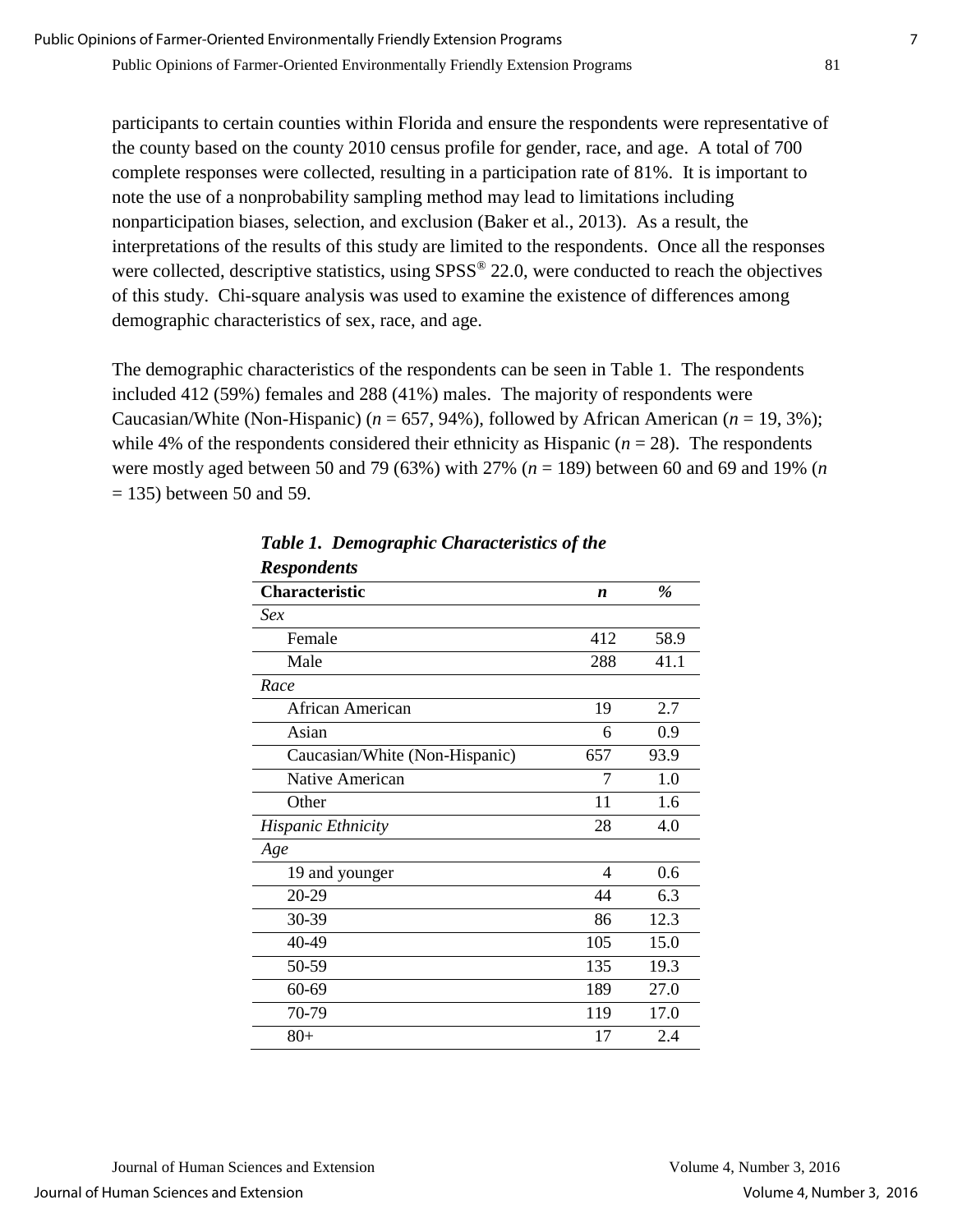participants to certain counties within Florida and ensure the respondents were representative of the county based on the county 2010 census profile for gender, race, and age. A total of 700 complete responses were collected, resulting in a participation rate of 81%. It is important to note the use of a nonprobability sampling method may lead to limitations including nonparticipation biases, selection, and exclusion (Baker et al., 2013). As a result, the interpretations of the results of this study are limited to the respondents. Once all the responses were collected, descriptive statistics, using SPSS® 22.0, were conducted to reach the objectives of this study. Chi-square analysis was used to examine the existence of differences among demographic characteristics of sex, race, and age.

The demographic characteristics of the respondents can be seen in Table 1. The respondents included 412 (59%) females and 288 (41%) males. The majority of respondents were Caucasian/White (Non-Hispanic) ($n$ = 657, 94%), followed by African American ($n$ = 19, 3%); while 4% of the respondents considered their ethnicity as Hispanic ($n$ = 28). The respondents were mostly aged between 50 and 79 (63%) with 27% ($n$ = 189) between 60 and 69 and 19% ($n$ = 135) between 50 and 59.

***Table 1. Demographic Characteristics of the Respondents***

| Characteristic | *n* | % |
|---|---|---|
| *Sex* | | |
| Female | 412 | 58.9 |
| Male | 288 | 41.1 |
| *Race* | | |
| African American | 19 | 2.7 |
| Asian | 6 | 0.9 |
| Caucasian/White (Non-Hispanic) | 657 | 93.9 |
| Native American | 7 | 1.0 |
| Other | 11 | 1.6 |
| *Hispanic Ethnicity* | 28 | 4.0 |
| *Age* | | |
| 19 and younger | 4 | 0.6 |
| 20-29 | 44 | 6.3 |
| 30-39 | 86 | 12.3 |
| 40-49 | 105 | 15.0 |
| 50-59 | 135 | 19.3 |
| 60-69 | 189 | 27.0 |
| 70-79 | 119 | 17.0 |
| 80+ | 17 | 2.4 |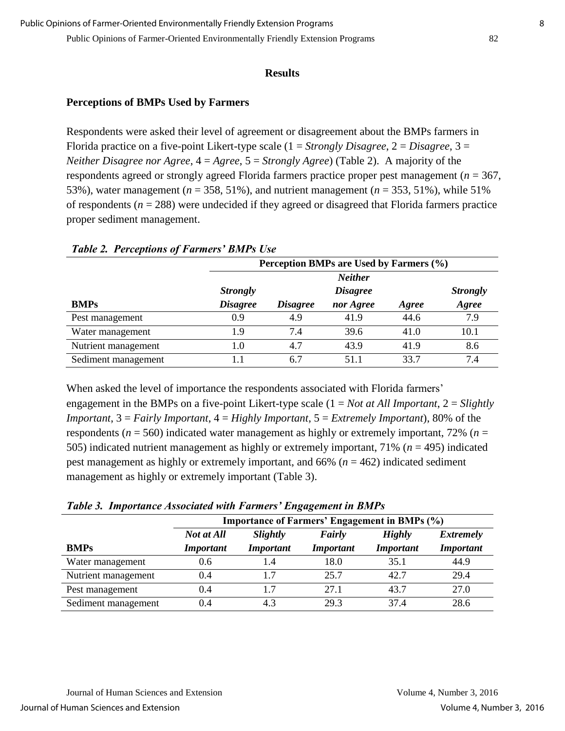## Results

### Perceptions of BMPs Used by Farmers

Respondents were asked their level of agreement or disagreement about the BMPs farmers in Florida practice on a five-point Likert-type scale (1 = *Strongly Disagree*, 2 = *Disagree*, 3 = *Neither Disagree nor Agree*, 4 = *Agree*, 5 = *Strongly Agree*) (Table 2). A majority of the respondents agreed or strongly agreed Florida farmers practice proper pest management ($n$ = 367, 53%), water management ($n$ = 358, 51%), and nutrient management ($n$ = 353, 51%), while 51% of respondents ($n$ = 288) were undecided if they agreed or disagreed that Florida farmers practice proper sediment management.

***Table 2. Perceptions of Farmers' BMPs Use***

| | Perception BMPs are Used by Farmers (%) | | | | |
|---|---|---|---|---|---|
| **BMPs** | ***Strongly Disagree*** | ***Disagree*** | ***Neither Disagree nor Agree*** | ***Agree*** | ***Strongly Agree*** |
| Pest management | 0.9 | 4.9 | 41.9 | 44.6 | 7.9 |
| Water management | 1.9 | 7.4 | 39.6 | 41.0 | 10.1 |
| Nutrient management | 1.0 | 4.7 | 43.9 | 41.9 | 8.6 |
| Sediment management | 1.1 | 6.7 | 51.1 | 33.7 | 7.4 |

When asked the level of importance the respondents associated with Florida farmers' engagement in the BMPs on a five-point Likert-type scale (1 = *Not at All Important*, 2 = *Slightly Important*, 3 = *Fairly Important*, 4 = *Highly Important*, 5 = *Extremely Important*), 80% of the respondents ($n$ = 560) indicated water management as highly or extremely important, 72% ($n$ = 505) indicated nutrient management as highly or extremely important, 71% ($n$ = 495) indicated pest management as highly or extremely important, and 66% ($n$ = 462) indicated sediment management as highly or extremely important (Table 3).

***Table 3. Importance Associated with Farmers' Engagement in BMPs***

| | Importance of Farmers' Engagement in BMPs (%) | | | | |
|---|---|---|---|---|---|
| **BMPs** | ***Not at All Important*** | ***Slightly Important*** | ***Fairly Important*** | ***Highly Important*** | ***Extremely Important*** |
| Water management | 0.6 | 1.4 | 18.0 | 35.1 | 44.9 |
| Nutrient management | 0.4 | 1.7 | 25.7 | 42.7 | 29.4 |
| Pest management | 0.4 | 1.7 | 27.1 | 43.7 | 27.0 |
| Sediment management | 0.4 | 4.3 | 29.3 | 37.4 | 28.6 |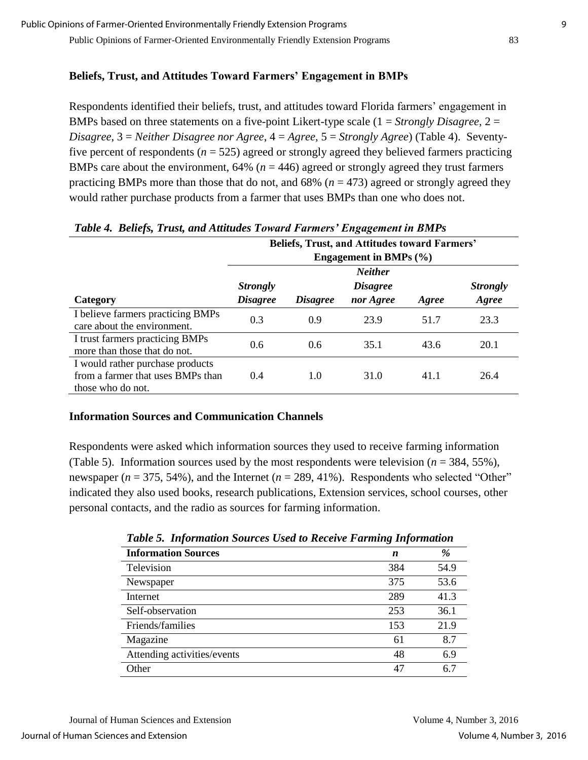## Beliefs, Trust, and Attitudes Toward Farmers' Engagement in BMPs

Respondents identified their beliefs, trust, and attitudes toward Florida farmers' engagement in BMPs based on three statements on a five-point Likert-type scale (1 = *Strongly Disagree*, 2 = *Disagree*, 3 = *Neither Disagree nor Agree*, 4 = *Agree*, 5 = *Strongly Agree*) (Table 4). Seventy-five percent of respondents ($n$ = 525) agreed or strongly agreed they believed farmers practicing BMPs care about the environment, 64% ($n$ = 446) agreed or strongly agreed they trust farmers practicing BMPs more than those that do not, and 68% ($n$ = 473) agreed or strongly agreed they would rather purchase products from a farmer that uses BMPs than one who does not.

***Table 4. Beliefs, Trust, and Attitudes Toward Farmers' Engagement in BMPs***

| | Beliefs, Trust, and Attitudes toward Farmers' Engagement in BMPs (%) | | | | |
|---|---|---|---|---|---|
| **Category** | ***Strongly Disagree*** | ***Disagree*** | ***Neither Disagree nor Agree*** | ***Agree*** | ***Strongly Agree*** |
| I believe farmers practicing BMPs care about the environment. | 0.3 | 0.9 | 23.9 | 51.7 | 23.3 |
| I trust farmers practicing BMPs more than those that do not. | 0.6 | 0.6 | 35.1 | 43.6 | 20.1 |
| I would rather purchase products from a farmer that uses BMPs than those who do not. | 0.4 | 1.0 | 31.0 | 41.1 | 26.4 |

## Information Sources and Communication Channels

Respondents were asked which information sources they used to receive farming information (Table 5). Information sources used by the most respondents were television ($n$ = 384, 55%), newspaper ($n$ = 375, 54%), and the Internet ($n$ = 289, 41%). Respondents who selected "Other" indicated they also used books, research publications, Extension services, school courses, other personal contacts, and the radio as sources for farming information.

***Table 5. Information Sources Used to Receive Farming Information***

| **Information Sources** | ***n*** | ***%*** |
|---|---|---|
| Television | 384 | 54.9 |
| Newspaper | 375 | 53.6 |
| Internet | 289 | 41.3 |
| Self-observation | 253 | 36.1 |
| Friends/families | 153 | 21.9 |
| Magazine | 61 | 8.7 |
| Attending activities/events | 48 | 6.9 |
| Other | 47 | 6.7 |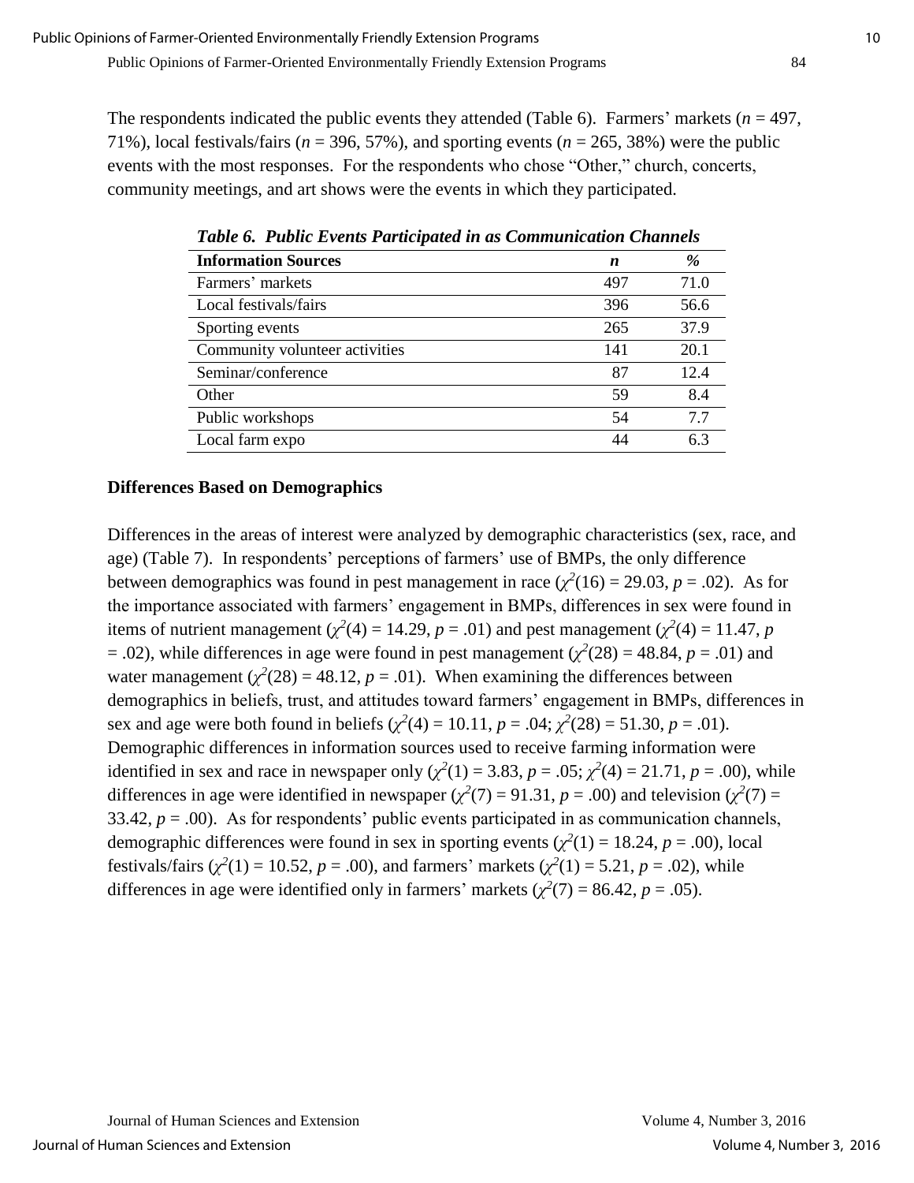The respondents indicated the public events they attended (Table 6). Farmers' markets ($n$ = 497, 71%), local festivals/fairs ($n$ = 396, 57%), and sporting events ($n$ = 265, 38%) were the public events with the most responses. For the respondents who chose "Other," church, concerts, community meetings, and art shows were the events in which they participated.

***Table 6. Public Events Participated in as Communication Channels***

| **Information Sources** | ***n*** | ***%*** |
|---|---|---|
| Farmers' markets | 497 | 71.0 |
| Local festivals/fairs | 396 | 56.6 |
| Sporting events | 265 | 37.9 |
| Community volunteer activities | 141 | 20.1 |
| Seminar/conference | 87 | 12.4 |
| Other | 59 | 8.4 |
| Public workshops | 54 | 7.7 |
| Local farm expo | 44 | 6.3 |

**Differences Based on Demographics**

Differences in the areas of interest were analyzed by demographic characteristics (sex, race, and age) (Table 7). In respondents' perceptions of farmers' use of BMPs, the only difference between demographics was found in pest management in race ($\chi^2(16) = 29.03$, $p = .02$). As for the importance associated with farmers' engagement in BMPs, differences in sex were found in items of nutrient management ($\chi^2(4) = 14.29$, $p = .01$) and pest management ($\chi^2(4) = 11.47$, $p = .02$), while differences in age were found in pest management ($\chi^2(28) = 48.84$, $p = .01$) and water management ($\chi^2(28) = 48.12$, $p = .01$). When examining the differences between demographics in beliefs, trust, and attitudes toward farmers' engagement in BMPs, differences in sex and age were both found in beliefs ($\chi^2(4) = 10.11$, $p = .04$; $\chi^2(28) = 51.30$, $p = .01$). Demographic differences in information sources used to receive farming information were identified in sex and race in newspaper only ($\chi^2(1) = 3.83$, $p = .05$; $\chi^2(4) = 21.71$, $p = .00$), while differences in age were identified in newspaper ($\chi^2(7) = 91.31$, $p = .00$) and television ($\chi^2(7) = 33.42$, $p = .00$). As for respondents' public events participated in as communication channels, demographic differences were found in sex in sporting events ($\chi^2(1) = 18.24$, $p = .00$), local festivals/fairs ($\chi^2(1) = 10.52$, $p = .00$), and farmers' markets ($\chi^2(1) = 5.21$, $p = .02$), while differences in age were identified only in farmers' markets ($\chi^2(7) = 86.42$, $p = .05$).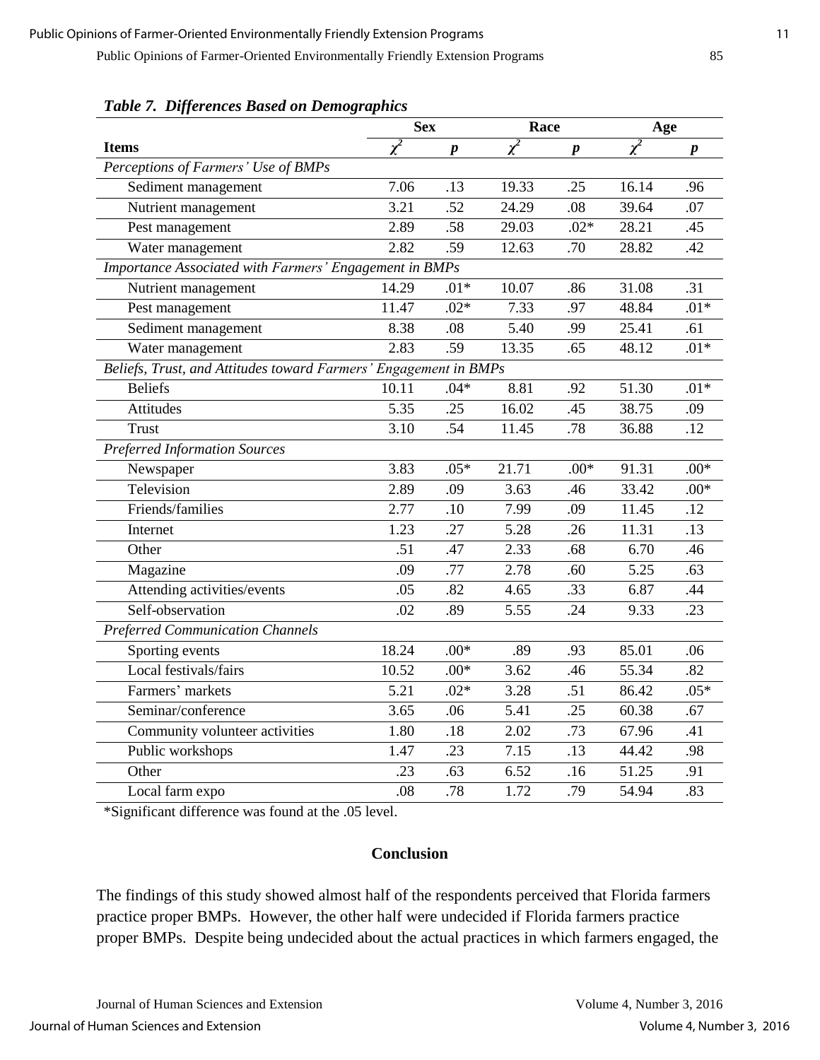*Table 7. Differences Based on Demographics*

| | Sex | | Race | | Age | |
|---|---|---|---|---|---|---|
| **Items** | $\chi^2$ | $p$ | $\chi^2$ | $p$ | $\chi^2$ | $p$ |
| *Perceptions of Farmers' Use of BMPs* | | | | | | |
| Sediment management | 7.06 | .13 | 19.33 | .25 | 16.14 | .96 |
| Nutrient management | 3.21 | .52 | 24.29 | .08 | 39.64 | .07 |
| Pest management | 2.89 | .58 | 29.03 | .02* | 28.21 | .45 |
| Water management | 2.82 | .59 | 12.63 | .70 | 28.82 | .42 |
| *Importance Associated with Farmers' Engagement in BMPs* | | | | | | |
| Nutrient management | 14.29 | .01* | 10.07 | .86 | 31.08 | .31 |
| Pest management | 11.47 | .02* | 7.33 | .97 | 48.84 | .01* |
| Sediment management | 8.38 | .08 | 5.40 | .99 | 25.41 | .61 |
| Water management | 2.83 | .59 | 13.35 | .65 | 48.12 | .01* |
| *Beliefs, Trust, and Attitudes toward Farmers' Engagement in BMPs* | | | | | | |
| Beliefs | 10.11 | .04* | 8.81 | .92 | 51.30 | .01* |
| Attitudes | 5.35 | .25 | 16.02 | .45 | 38.75 | .09 |
| Trust | 3.10 | .54 | 11.45 | .78 | 36.88 | .12 |
| *Preferred Information Sources* | | | | | | |
| Newspaper | 3.83 | .05* | 21.71 | .00* | 91.31 | .00* |
| Television | 2.89 | .09 | 3.63 | .46 | 33.42 | .00* |
| Friends/families | 2.77 | .10 | 7.99 | .09 | 11.45 | .12 |
| Internet | 1.23 | .27 | 5.28 | .26 | 11.31 | .13 |
| Other | .51 | .47 | 2.33 | .68 | 6.70 | .46 |
| Magazine | .09 | .77 | 2.78 | .60 | 5.25 | .63 |
| Attending activities/events | .05 | .82 | 4.65 | .33 | 6.87 | .44 |
| Self-observation | .02 | .89 | 5.55 | .24 | 9.33 | .23 |
| *Preferred Communication Channels* | | | | | | |
| Sporting events | 18.24 | .00* | .89 | .93 | 85.01 | .06 |
| Local festivals/fairs | 10.52 | .00* | 3.62 | .46 | 55.34 | .82 |
| Farmers' markets | 5.21 | .02* | 3.28 | .51 | 86.42 | .05* |
| Seminar/conference | 3.65 | .06 | 5.41 | .25 | 60.38 | .67 |
| Community volunteer activities | 1.80 | .18 | 2.02 | .73 | 67.96 | .41 |
| Public workshops | 1.47 | .23 | 7.15 | .13 | 44.42 | .98 |
| Other | .23 | .63 | 6.52 | .16 | 51.25 | .91 |
| Local farm expo | .08 | .78 | 1.72 | .79 | 54.94 | .83 |

*Significant difference was found at the .05 level.

## Conclusion

The findings of this study showed almost half of the respondents perceived that Florida farmers practice proper BMPs. However, the other half were undecided if Florida farmers practice proper BMPs. Despite being undecided about the actual practices in which farmers engaged, the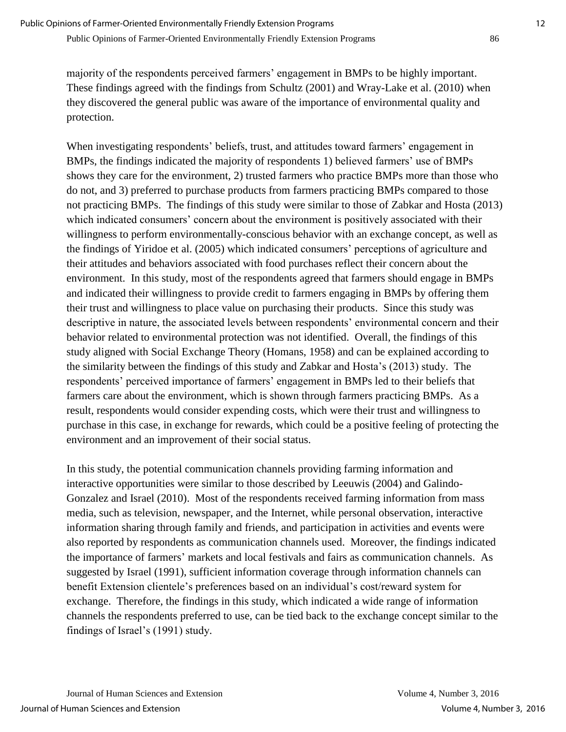majority of the respondents perceived farmers' engagement in BMPs to be highly important. These findings agreed with the findings from Schultz (2001) and Wray-Lake et al. (2010) when they discovered the general public was aware of the importance of environmental quality and protection.

When investigating respondents' beliefs, trust, and attitudes toward farmers' engagement in BMPs, the findings indicated the majority of respondents 1) believed farmers' use of BMPs shows they care for the environment, 2) trusted farmers who practice BMPs more than those who do not, and 3) preferred to purchase products from farmers practicing BMPs compared to those not practicing BMPs. The findings of this study were similar to those of Zabkar and Hosta (2013) which indicated consumers' concern about the environment is positively associated with their willingness to perform environmentally-conscious behavior with an exchange concept, as well as the findings of Yiridoe et al. (2005) which indicated consumers' perceptions of agriculture and their attitudes and behaviors associated with food purchases reflect their concern about the environment. In this study, most of the respondents agreed that farmers should engage in BMPs and indicated their willingness to provide credit to farmers engaging in BMPs by offering them their trust and willingness to place value on purchasing their products. Since this study was descriptive in nature, the associated levels between respondents' environmental concern and their behavior related to environmental protection was not identified. Overall, the findings of this study aligned with Social Exchange Theory (Homans, 1958) and can be explained according to the similarity between the findings of this study and Zabkar and Hosta's (2013) study. The respondents' perceived importance of farmers' engagement in BMPs led to their beliefs that farmers care about the environment, which is shown through farmers practicing BMPs. As a result, respondents would consider expending costs, which were their trust and willingness to purchase in this case, in exchange for rewards, which could be a positive feeling of protecting the environment and an improvement of their social status.

In this study, the potential communication channels providing farming information and interactive opportunities were similar to those described by Leeuwis (2004) and Galindo-Gonzalez and Israel (2010). Most of the respondents received farming information from mass media, such as television, newspaper, and the Internet, while personal observation, interactive information sharing through family and friends, and participation in activities and events were also reported by respondents as communication channels used. Moreover, the findings indicated the importance of farmers' markets and local festivals and fairs as communication channels. As suggested by Israel (1991), sufficient information coverage through information channels can benefit Extension clientele's preferences based on an individual's cost/reward system for exchange. Therefore, the findings in this study, which indicated a wide range of information channels the respondents preferred to use, can be tied back to the exchange concept similar to the findings of Israel's (1991) study.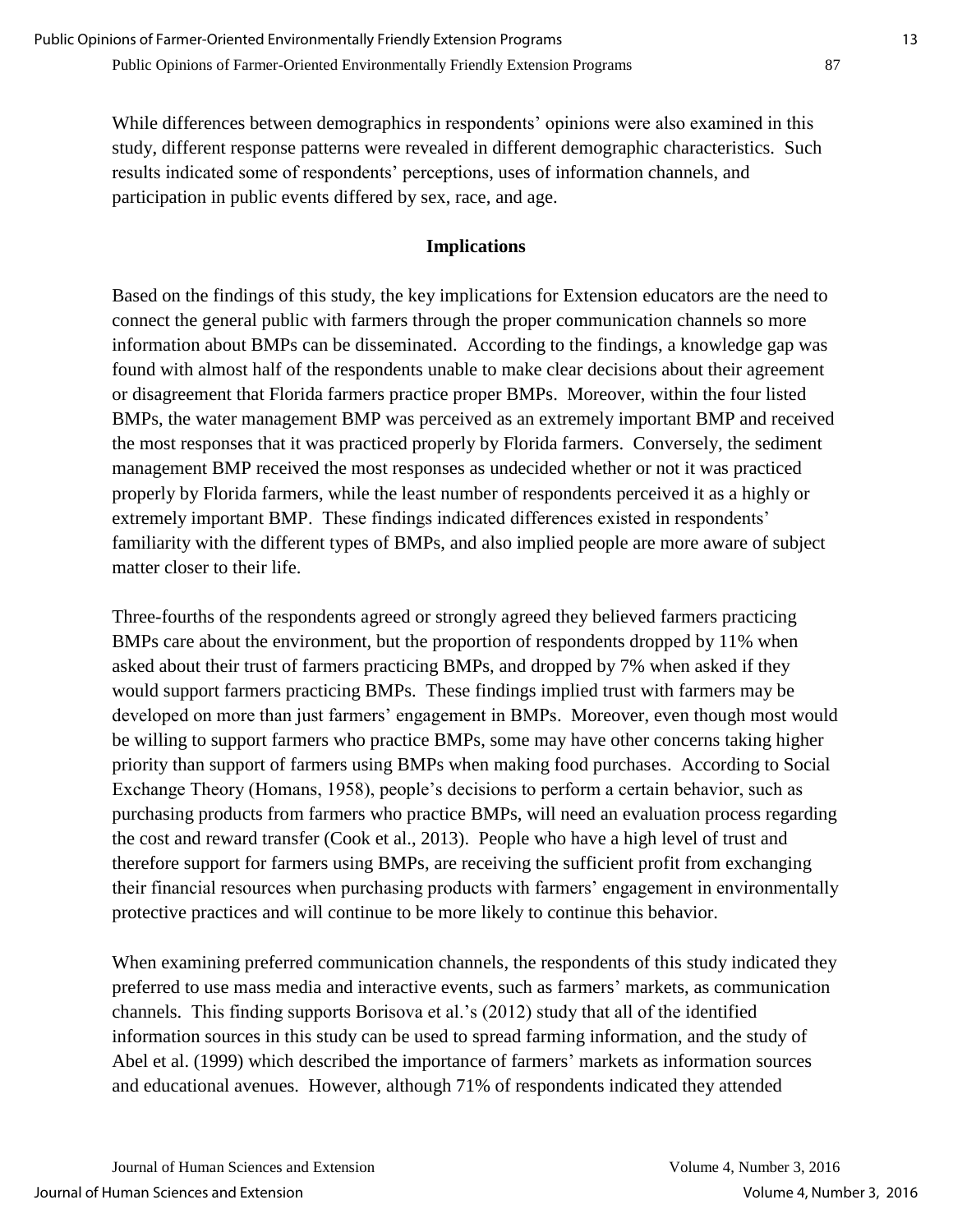While differences between demographics in respondents' opinions were also examined in this study, different response patterns were revealed in different demographic characteristics. Such results indicated some of respondents' perceptions, uses of information channels, and participation in public events differed by sex, race, and age.

## Implications

Based on the findings of this study, the key implications for Extension educators are the need to connect the general public with farmers through the proper communication channels so more information about BMPs can be disseminated. According to the findings, a knowledge gap was found with almost half of the respondents unable to make clear decisions about their agreement or disagreement that Florida farmers practice proper BMPs. Moreover, within the four listed BMPs, the water management BMP was perceived as an extremely important BMP and received the most responses that it was practiced properly by Florida farmers. Conversely, the sediment management BMP received the most responses as undecided whether or not it was practiced properly by Florida farmers, while the least number of respondents perceived it as a highly or extremely important BMP. These findings indicated differences existed in respondents' familiarity with the different types of BMPs, and also implied people are more aware of subject matter closer to their life.

Three-fourths of the respondents agreed or strongly agreed they believed farmers practicing BMPs care about the environment, but the proportion of respondents dropped by 11% when asked about their trust of farmers practicing BMPs, and dropped by 7% when asked if they would support farmers practicing BMPs. These findings implied trust with farmers may be developed on more than just farmers' engagement in BMPs. Moreover, even though most would be willing to support farmers who practice BMPs, some may have other concerns taking higher priority than support of farmers using BMPs when making food purchases. According to Social Exchange Theory (Homans, 1958), people's decisions to perform a certain behavior, such as purchasing products from farmers who practice BMPs, will need an evaluation process regarding the cost and reward transfer (Cook et al., 2013). People who have a high level of trust and therefore support for farmers using BMPs, are receiving the sufficient profit from exchanging their financial resources when purchasing products with farmers' engagement in environmentally protective practices and will continue to be more likely to continue this behavior.

When examining preferred communication channels, the respondents of this study indicated they preferred to use mass media and interactive events, such as farmers' markets, as communication channels. This finding supports Borisova et al.'s (2012) study that all of the identified information sources in this study can be used to spread farming information, and the study of Abel et al. (1999) which described the importance of farmers' markets as information sources and educational avenues. However, although 71% of respondents indicated they attended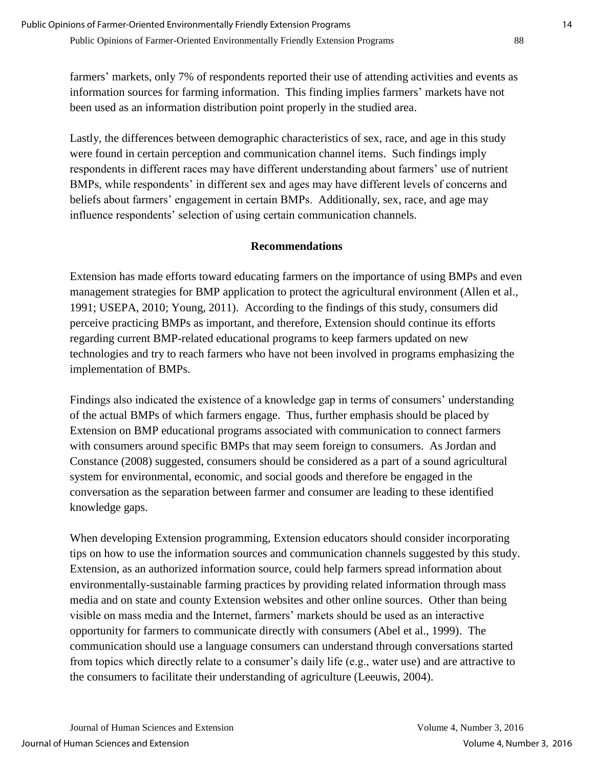farmers' markets, only 7% of respondents reported their use of attending activities and events as information sources for farming information. This finding implies farmers' markets have not been used as an information distribution point properly in the studied area.

Lastly, the differences between demographic characteristics of sex, race, and age in this study were found in certain perception and communication channel items. Such findings imply respondents in different races may have different understanding about farmers' use of nutrient BMPs, while respondents' in different sex and ages may have different levels of concerns and beliefs about farmers' engagement in certain BMPs. Additionally, sex, race, and age may influence respondents' selection of using certain communication channels.

## Recommendations

Extension has made efforts toward educating farmers on the importance of using BMPs and even management strategies for BMP application to protect the agricultural environment (Allen et al., 1991; USEPA, 2010; Young, 2011). According to the findings of this study, consumers did perceive practicing BMPs as important, and therefore, Extension should continue its efforts regarding current BMP-related educational programs to keep farmers updated on new technologies and try to reach farmers who have not been involved in programs emphasizing the implementation of BMPs.

Findings also indicated the existence of a knowledge gap in terms of consumers' understanding of the actual BMPs of which farmers engage. Thus, further emphasis should be placed by Extension on BMP educational programs associated with communication to connect farmers with consumers around specific BMPs that may seem foreign to consumers. As Jordan and Constance (2008) suggested, consumers should be considered as a part of a sound agricultural system for environmental, economic, and social goods and therefore be engaged in the conversation as the separation between farmer and consumer are leading to these identified knowledge gaps.

When developing Extension programming, Extension educators should consider incorporating tips on how to use the information sources and communication channels suggested by this study. Extension, as an authorized information source, could help farmers spread information about environmentally-sustainable farming practices by providing related information through mass media and on state and county Extension websites and other online sources. Other than being visible on mass media and the Internet, farmers' markets should be used as an interactive opportunity for farmers to communicate directly with consumers (Abel et al., 1999). The communication should use a language consumers can understand through conversations started from topics which directly relate to a consumer's daily life (e.g., water use) and are attractive to the consumers to facilitate their understanding of agriculture (Leeuwis, 2004).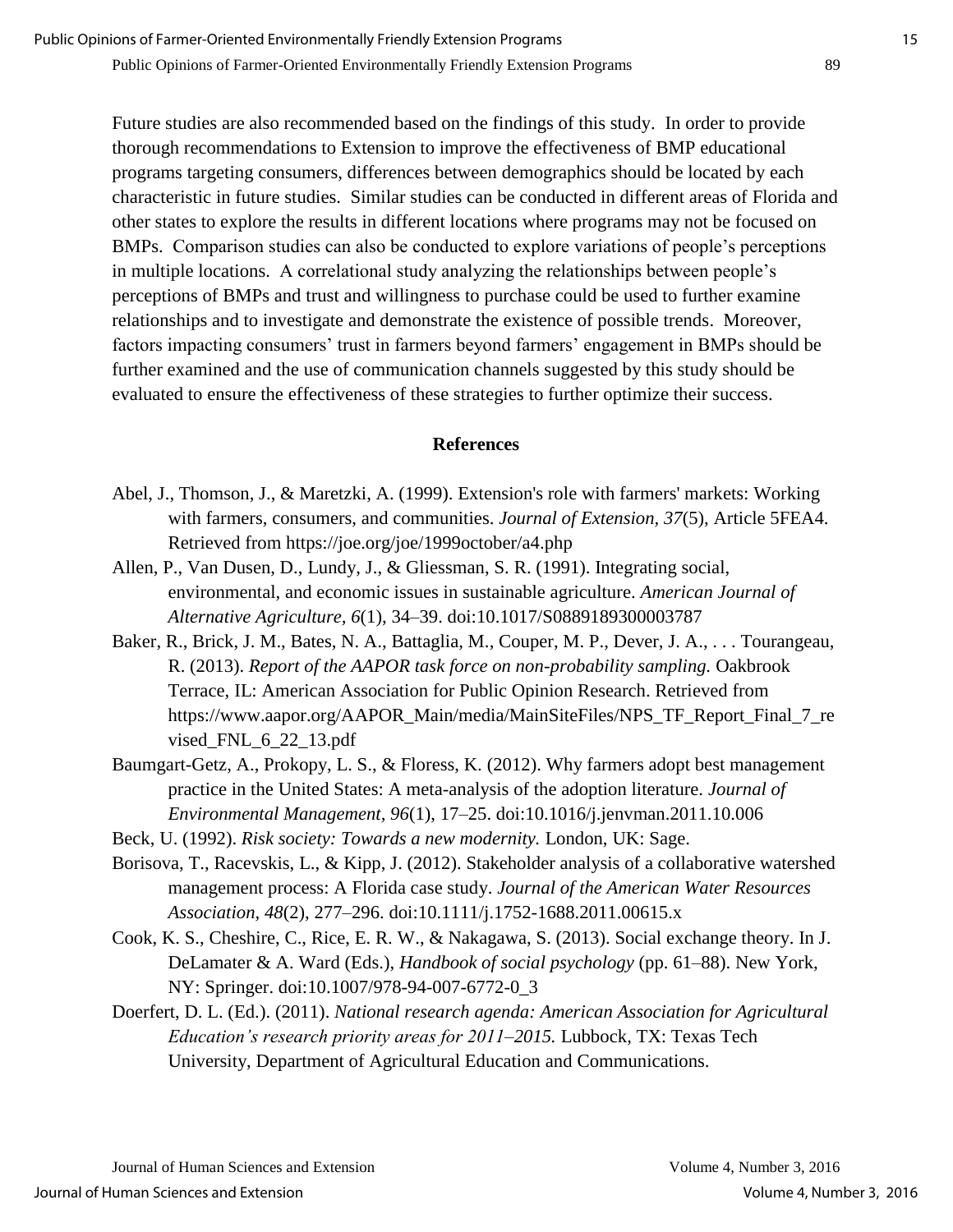Future studies are also recommended based on the findings of this study. In order to provide thorough recommendations to Extension to improve the effectiveness of BMP educational programs targeting consumers, differences between demographics should be located by each characteristic in future studies. Similar studies can be conducted in different areas of Florida and other states to explore the results in different locations where programs may not be focused on BMPs. Comparison studies can also be conducted to explore variations of people's perceptions in multiple locations. A correlational study analyzing the relationships between people's perceptions of BMPs and trust and willingness to purchase could be used to further examine relationships and to investigate and demonstrate the existence of possible trends. Moreover, factors impacting consumers' trust in farmers beyond farmers' engagement in BMPs should be further examined and the use of communication channels suggested by this study should be evaluated to ensure the effectiveness of these strategies to further optimize their success.

## References

Abel, J., Thomson, J., & Maretzki, A. (1999). Extension's role with farmers' markets: Working with farmers, consumers, and communities. *Journal of Extension*, *37*(5), Article 5FEA4. Retrieved from https://joe.org/joe/1999october/a4.php

Allen, P., Van Dusen, D., Lundy, J., & Gliessman, S. R. (1991). Integrating social, environmental, and economic issues in sustainable agriculture. *American Journal of Alternative Agriculture*, *6*(1), 34–39. doi:10.1017/S0889189300003787

Baker, R., Brick, J. M., Bates, N. A., Battaglia, M., Couper, M. P., Dever, J. A., . . . Tourangeau, R. (2013). *Report of the AAPOR task force on non-probability sampling.* Oakbrook Terrace, IL: American Association for Public Opinion Research. Retrieved from https://www.aapor.org/AAPOR_Main/media/MainSiteFiles/NPS_TF_Report_Final_7_revised_FNL_6_22_13.pdf

Baumgart-Getz, A., Prokopy, L. S., & Floress, K. (2012). Why farmers adopt best management practice in the United States: A meta-analysis of the adoption literature. *Journal of Environmental Management*, *96*(1), 17–25. doi:10.1016/j.jenvman.2011.10.006

Beck, U. (1992). *Risk society: Towards a new modernity.* London, UK: Sage.

Borisova, T., Racevskis, L., & Kipp, J. (2012). Stakeholder analysis of a collaborative watershed management process: A Florida case study. *Journal of the American Water Resources Association*, *48*(2), 277–296. doi:10.1111/j.1752-1688.2011.00615.x

Cook, K. S., Cheshire, C., Rice, E. R. W., & Nakagawa, S. (2013). Social exchange theory. In J. DeLamater & A. Ward (Eds.), *Handbook of social psychology* (pp. 61–88). New York, NY: Springer. doi:10.1007/978-94-007-6772-0_3

Doerfert, D. L. (Ed.). (2011). *National research agenda: American Association for Agricultural Education's research priority areas for 2011–2015.* Lubbock, TX: Texas Tech University, Department of Agricultural Education and Communications.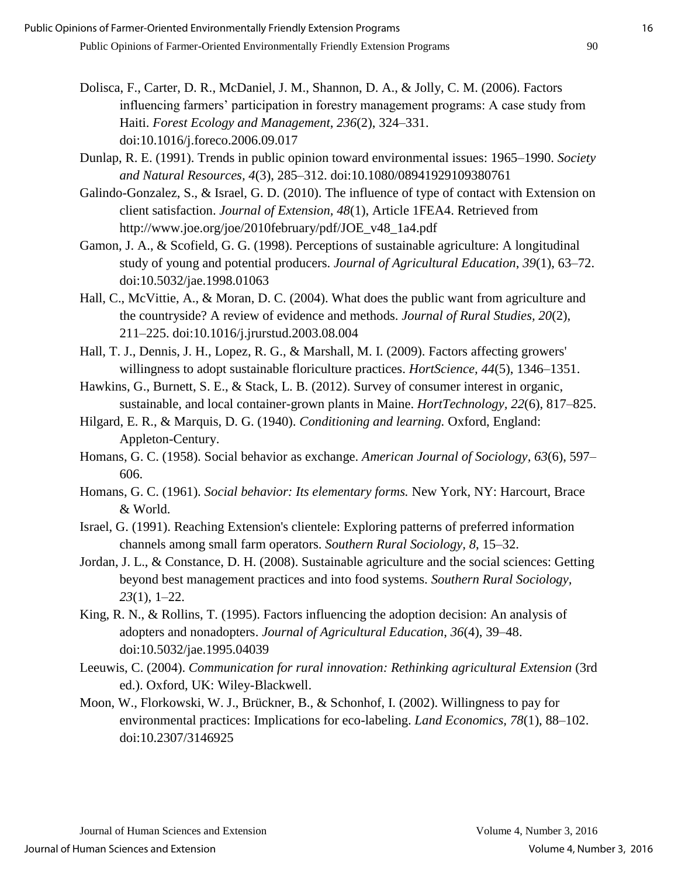Dolisca, F., Carter, D. R., McDaniel, J. M., Shannon, D. A., & Jolly, C. M. (2006). Factors influencing farmers' participation in forestry management programs: A case study from Haiti. *Forest Ecology and Management*, *236*(2), 324–331. doi:10.1016/j.foreco.2006.09.017

Dunlap, R. E. (1991). Trends in public opinion toward environmental issues: 1965–1990. *Society and Natural Resources*, *4*(3), 285–312. doi:10.1080/08941929109380761

Galindo-Gonzalez, S., & Israel, G. D. (2010). The influence of type of contact with Extension on client satisfaction. *Journal of Extension, 48*(1), Article 1FEA4. Retrieved from http://www.joe.org/joe/2010february/pdf/JOE_v48_1a4.pdf

Gamon, J. A., & Scofield, G. G. (1998). Perceptions of sustainable agriculture: A longitudinal study of young and potential producers. *Journal of Agricultural Education*, *39*(1), 63–72. doi:10.5032/jae.1998.01063

Hall, C., McVittie, A., & Moran, D. C. (2004). What does the public want from agriculture and the countryside? A review of evidence and methods. *Journal of Rural Studies, 20*(2), 211–225. doi:10.1016/j.jrurstud.2003.08.004

Hall, T. J., Dennis, J. H., Lopez, R. G., & Marshall, M. I. (2009). Factors affecting growers' willingness to adopt sustainable floriculture practices. *HortScience, 44*(5), 1346–1351.

Hawkins, G., Burnett, S. E., & Stack, L. B. (2012). Survey of consumer interest in organic, sustainable, and local container-grown plants in Maine. *HortTechnology, 22*(6), 817–825.

Hilgard, E. R., & Marquis, D. G. (1940). *Conditioning and learning.* Oxford, England: Appleton-Century.

Homans, G. C. (1958). Social behavior as exchange. *American Journal of Sociology, 63*(6), 597–606.

Homans, G. C. (1961). *Social behavior: Its elementary forms.* New York, NY: Harcourt, Brace & World.

Israel, G. (1991). Reaching Extension's clientele: Exploring patterns of preferred information channels among small farm operators. *Southern Rural Sociology, 8*, 15–32.

Jordan, J. L., & Constance, D. H. (2008). Sustainable agriculture and the social sciences: Getting beyond best management practices and into food systems. *Southern Rural Sociology, 23*(1), 1–22.

King, R. N., & Rollins, T. (1995). Factors influencing the adoption decision: An analysis of adopters and nonadopters. *Journal of Agricultural Education*, *36*(4), 39–48. doi:10.5032/jae.1995.04039

Leeuwis, C. (2004). *Communication for rural innovation: Rethinking agricultural Extension* (3rd ed.). Oxford, UK: Wiley-Blackwell.

Moon, W., Florkowski, W. J., Brückner, B., & Schonhof, I. (2002). Willingness to pay for environmental practices: Implications for eco-labeling. *Land Economics, 78*(1), 88–102. doi:10.2307/3146925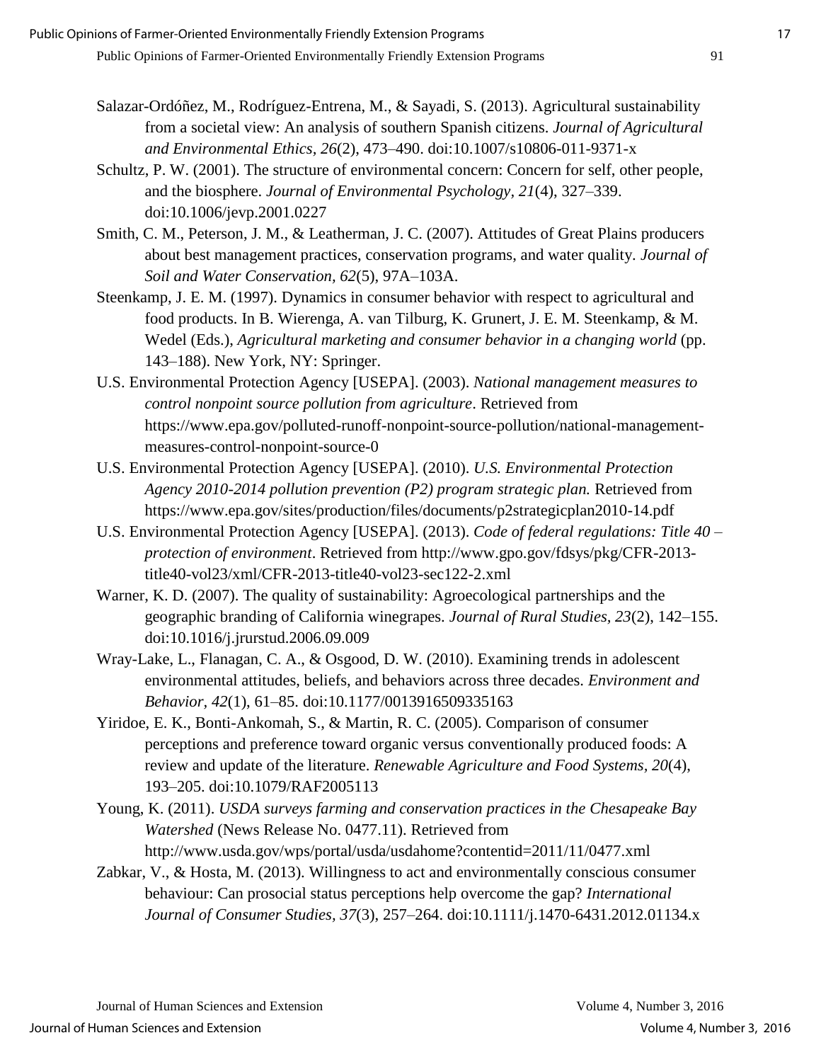Salazar-Ordóñez, M., Rodríguez-Entrena, M., & Sayadi, S. (2013). Agricultural sustainability from a societal view: An analysis of southern Spanish citizens. *Journal of Agricultural and Environmental Ethics*, *26*(2), 473–490. doi:10.1007/s10806-011-9371-x

Schultz, P. W. (2001). The structure of environmental concern: Concern for self, other people, and the biosphere. *Journal of Environmental Psychology, 21*(4), 327–339. doi:10.1006/jevp.2001.0227

Smith, C. M., Peterson, J. M., & Leatherman, J. C. (2007). Attitudes of Great Plains producers about best management practices, conservation programs, and water quality. *Journal of Soil and Water Conservation, 62*(5), 97A–103A.

Steenkamp, J. E. M. (1997). Dynamics in consumer behavior with respect to agricultural and food products. In B. Wierenga, A. van Tilburg, K. Grunert, J. E. M. Steenkamp, & M. Wedel (Eds.), *Agricultural marketing and consumer behavior in a changing world* (pp. 143–188). New York, NY: Springer.

U.S. Environmental Protection Agency [USEPA]. (2003). *National management measures to control nonpoint source pollution from agriculture*. Retrieved from https://www.epa.gov/polluted-runoff-nonpoint-source-pollution/national-management-measures-control-nonpoint-source-0

U.S. Environmental Protection Agency [USEPA]. (2010). *U.S. Environmental Protection Agency 2010-2014 pollution prevention (P2) program strategic plan.* Retrieved from https://www.epa.gov/sites/production/files/documents/p2strategicplan2010-14.pdf

U.S. Environmental Protection Agency [USEPA]. (2013). *Code of federal regulations: Title 40 – protection of environment*. Retrieved from http://www.gpo.gov/fdsys/pkg/CFR-2013-title40-vol23/xml/CFR-2013-title40-vol23-sec122-2.xml

Warner, K. D. (2007). The quality of sustainability: Agroecological partnerships and the geographic branding of California winegrapes. *Journal of Rural Studies*, *23*(2), 142–155. doi:10.1016/j.jrurstud.2006.09.009

Wray-Lake, L., Flanagan, C. A., & Osgood, D. W. (2010). Examining trends in adolescent environmental attitudes, beliefs, and behaviors across three decades. *Environment and Behavior*, *42*(1), 61–85. doi:10.1177/0013916509335163

Yiridoe, E. K., Bonti-Ankomah, S., & Martin, R. C. (2005). Comparison of consumer perceptions and preference toward organic versus conventionally produced foods: A review and update of the literature. *Renewable Agriculture and Food Systems*, *20*(4), 193–205. doi:10.1079/RAF2005113

Young, K. (2011). *USDA surveys farming and conservation practices in the Chesapeake Bay Watershed* (News Release No. 0477.11). Retrieved from http://www.usda.gov/wps/portal/usda/usdahome?contentid=2011/11/0477.xml

Zabkar, V., & Hosta, M. (2013). Willingness to act and environmentally conscious consumer behaviour: Can prosocial status perceptions help overcome the gap? *International Journal of Consumer Studies*, *37*(3), 257–264. doi:10.1111/j.1470-6431.2012.01134.x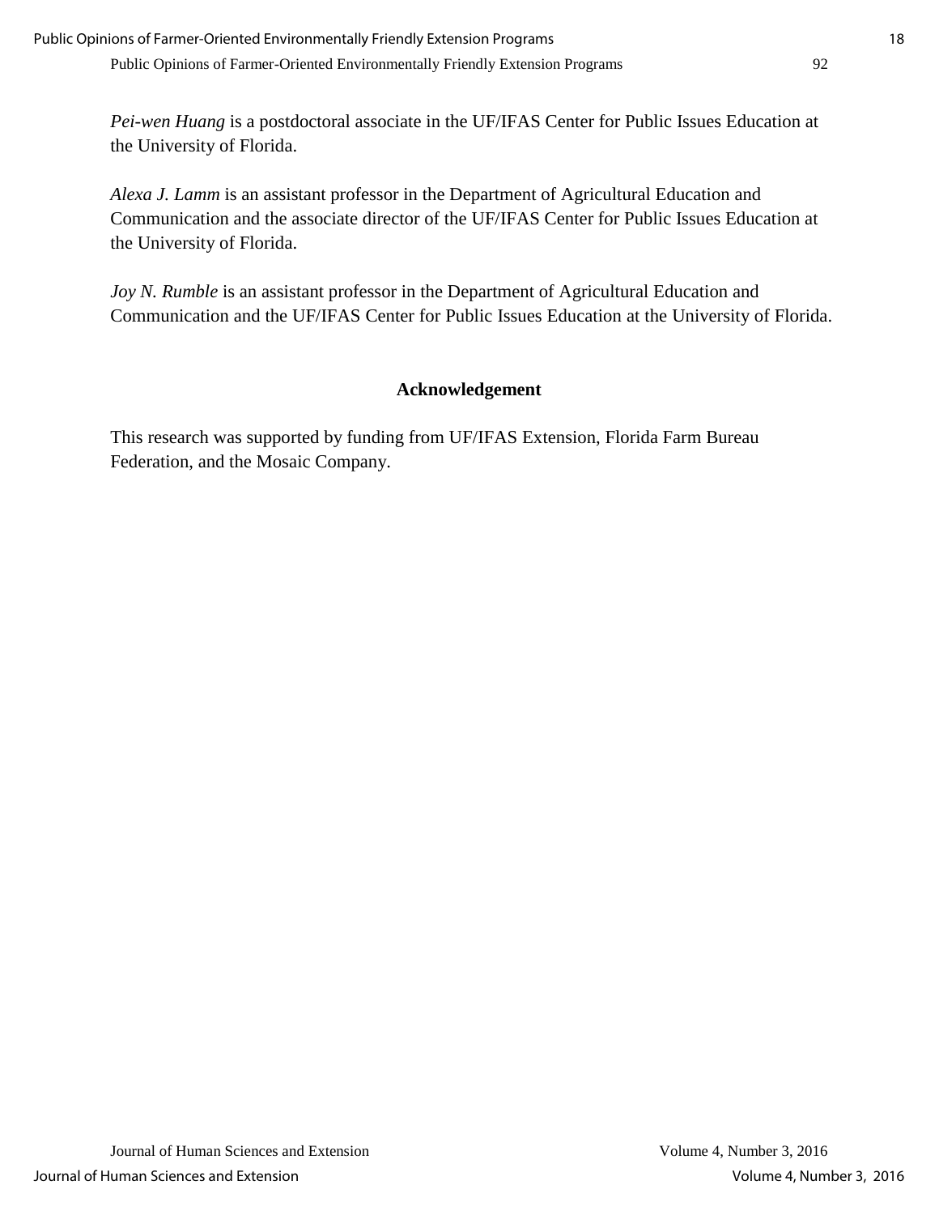*Pei-wen Huang* is a postdoctoral associate in the UF/IFAS Center for Public Issues Education at the University of Florida.

*Alexa J. Lamm* is an assistant professor in the Department of Agricultural Education and Communication and the associate director of the UF/IFAS Center for Public Issues Education at the University of Florida.

*Joy N. Rumble* is an assistant professor in the Department of Agricultural Education and Communication and the UF/IFAS Center for Public Issues Education at the University of Florida.

## Acknowledgement

This research was supported by funding from UF/IFAS Extension, Florida Farm Bureau Federation, and the Mosaic Company.